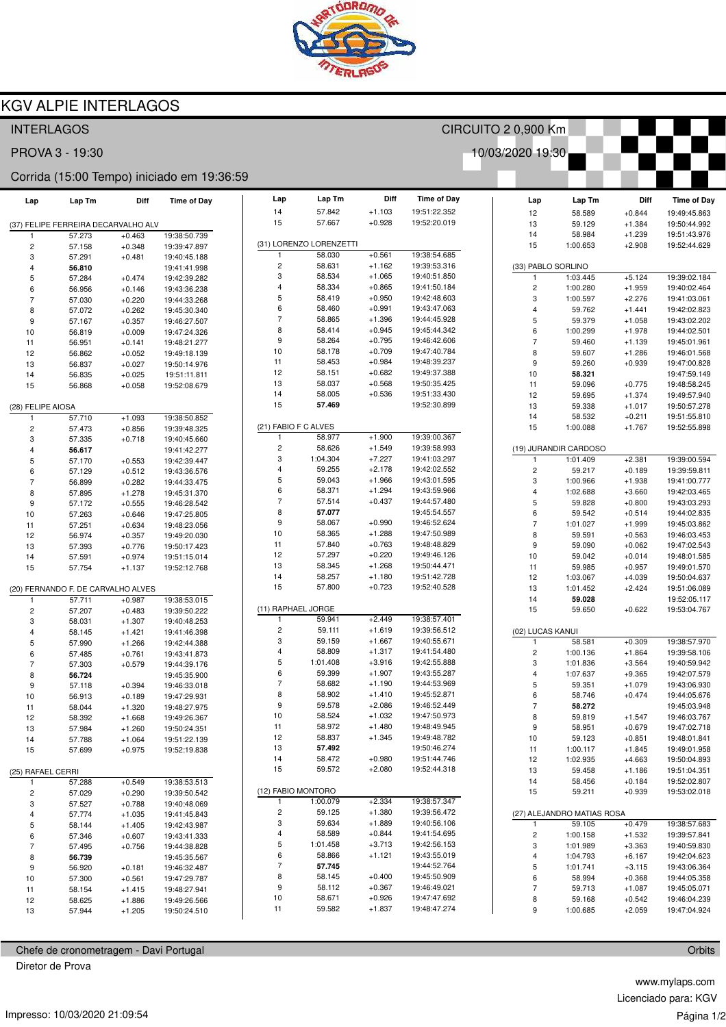# KGV ALPIE INTERLAGOS

INTERLAGOS — CIRCUITO 2 0,900 Km

PROVA 3 - 19:30 — 10/03/2020 19:30

Corrida (15:00 Tempo) iniciado em 19:36:59

### (37) FELIPE FERREIRA DECARVALHO ALV

| Lap | Lap Tm | Diff | Time of Day |
|---|---|---|---|
| 1 | 57.273 | +0.463 | 19:38:50.739 |
| 2 | 57.158 | +0.348 | 19:39:47.897 |
| 3 | 57.291 | +0.481 | 19:40:45.188 |
| 4 | **56.810** | | 19:41:41.998 |
| 5 | 57.284 | +0.474 | 19:42:39.282 |
| 6 | 56.956 | +0.146 | 19:43:36.238 |
| 7 | 57.030 | +0.220 | 19:44:33.268 |
| 8 | 57.072 | +0.262 | 19:45:30.340 |
| 9 | 57.167 | +0.357 | 19:46:27.507 |
| 10 | 56.819 | +0.009 | 19:47:24.326 |
| 11 | 56.951 | +0.141 | 19:48:21.277 |
| 12 | 56.862 | +0.052 | 19:49:18.139 |
| 13 | 56.837 | +0.027 | 19:50:14.976 |
| 14 | 56.835 | +0.025 | 19:51:11.811 |
| 15 | 56.868 | +0.058 | 19:52:08.679 |

### (28) FELIPE AIOSA

| Lap | Lap Tm | Diff | Time of Day |
|---|---|---|---|
| 1 | 57.710 | +1.093 | 19:38:50.852 |
| 2 | 57.473 | +0.856 | 19:39:48.325 |
| 3 | 57.335 | +0.718 | 19:40:45.660 |
| 4 | **56.617** | | 19:41:42.277 |
| 5 | 57.170 | +0.553 | 19:42:39.447 |
| 6 | 57.129 | +0.512 | 19:43:36.576 |
| 7 | 56.899 | +0.282 | 19:44:33.475 |
| 8 | 57.895 | +1.278 | 19:45:31.370 |
| 9 | 57.172 | +0.555 | 19:46:28.542 |
| 10 | 57.263 | +0.646 | 19:47:25.805 |
| 11 | 57.251 | +0.634 | 19:48:23.056 |
| 12 | 56.974 | +0.357 | 19:49:20.030 |
| 13 | 57.393 | +0.776 | 19:50:17.423 |
| 14 | 57.591 | +0.974 | 19:51:15.014 |
| 15 | 57.754 | +1.137 | 19:52:12.768 |

### (20) FERNANDO F. DE CARVALHO ALVES

| Lap | Lap Tm | Diff | Time of Day |
|---|---|---|---|
| 1 | 57.711 | +0.987 | 19:38:53.015 |
| 2 | 57.207 | +0.483 | 19:39:50.222 |
| 3 | 58.031 | +1.307 | 19:40:48.253 |
| 4 | 58.145 | +1.421 | 19:41:46.398 |
| 5 | 57.990 | +1.266 | 19:42:44.388 |
| 6 | 57.485 | +0.761 | 19:43:41.873 |
| 7 | 57.303 | +0.579 | 19:44:39.176 |
| 8 | **56.724** | | 19:45:35.900 |
| 9 | 57.118 | +0.394 | 19:46:33.018 |
| 10 | 56.913 | +0.189 | 19:47:29.931 |
| 11 | 58.044 | +1.320 | 19:48:27.975 |
| 12 | 58.392 | +1.668 | 19:49:26.367 |
| 13 | 57.984 | +1.260 | 19:50:24.351 |
| 14 | 57.788 | +1.064 | 19:51:22.139 |
| 15 | 57.699 | +0.975 | 19:52:19.838 |

### (25) RAFAEL CERRI

| Lap | Lap Tm | Diff | Time of Day |
|---|---|---|---|
| 1 | 57.288 | +0.549 | 19:38:53.513 |
| 2 | 57.029 | +0.290 | 19:39:50.542 |
| 3 | 57.527 | +0.788 | 19:40:48.069 |
| 4 | 57.774 | +1.035 | 19:41:45.843 |
| 5 | 58.144 | +1.405 | 19:42:43.987 |
| 6 | 57.346 | +0.607 | 19:43:41.333 |
| 7 | 57.495 | +0.756 | 19:44:38.828 |
| 8 | **56.739** | | 19:45:35.567 |
| 9 | 56.920 | +0.181 | 19:46:32.487 |
| 10 | 57.300 | +0.561 | 19:47:29.787 |
| 11 | 58.154 | +1.415 | 19:48:27.941 |
| 12 | 58.625 | +1.886 | 19:49:26.566 |
| 13 | 57.944 | +1.205 | 19:50:24.510 |
| 14 | 57.842 | +1.103 | 19:51:22.352 |
| 15 | 57.667 | +0.928 | 19:52:20.019 |

### (31) LORENZO LORENZETTI

| Lap | Lap Tm | Diff | Time of Day |
|---|---|---|---|
| 1 | 58.030 | +0.561 | 19:38:54.685 |
| 2 | 58.631 | +1.162 | 19:39:53.316 |
| 3 | 58.534 | +1.065 | 19:40:51.850 |
| 4 | 58.334 | +0.865 | 19:41:50.184 |
| 5 | 58.419 | +0.950 | 19:42:48.603 |
| 6 | 58.460 | +0.991 | 19:43:47.063 |
| 7 | 58.865 | +1.396 | 19:44:45.928 |
| 8 | 58.414 | +0.945 | 19:45:44.342 |
| 9 | 58.264 | +0.795 | 19:46:42.606 |
| 10 | 58.178 | +0.709 | 19:47:40.784 |
| 11 | 58.453 | +0.984 | 19:48:39.237 |
| 12 | 58.151 | +0.682 | 19:49:37.388 |
| 13 | 58.037 | +0.568 | 19:50:35.425 |
| 14 | 58.005 | +0.536 | 19:51:33.430 |
| 15 | **57.469** | | 19:52:30.899 |

### (21) FABIO F C ALVES

| Lap | Lap Tm | Diff | Time of Day |
|---|---|---|---|
| 1 | 58.977 | +1.900 | 19:39:00.367 |
| 2 | 58.626 | +1.549 | 19:39:58.993 |
| 3 | 1:04.304 | +7.227 | 19:41:03.297 |
| 4 | 59.255 | +2.178 | 19:42:02.552 |
| 5 | 59.043 | +1.966 | 19:43:01.595 |
| 6 | 58.371 | +1.294 | 19:43:59.966 |
| 7 | 57.514 | +0.437 | 19:44:57.480 |
| 8 | **57.077** | | 19:45:54.557 |
| 9 | 58.067 | +0.990 | 19:46:52.624 |
| 10 | 58.365 | +1.288 | 19:47:50.989 |
| 11 | 57.840 | +0.763 | 19:48:48.829 |
| 12 | 57.297 | +0.220 | 19:49:46.126 |
| 13 | 58.345 | +1.268 | 19:50:44.471 |
| 14 | 58.257 | +1.180 | 19:51:42.728 |
| 15 | 57.800 | +0.723 | 19:52:40.528 |

### (11) RAPHAEL JORGE

| Lap | Lap Tm | Diff | Time of Day |
|---|---|---|---|
| 1 | 59.941 | +2.449 | 19:38:57.401 |
| 2 | 59.111 | +1.619 | 19:39:56.512 |
| 3 | 59.159 | +1.667 | 19:40:55.671 |
| 4 | 58.809 | +1.317 | 19:41:54.480 |
| 5 | 1:01.408 | +3.916 | 19:42:55.888 |
| 6 | 59.399 | +1.907 | 19:43:55.287 |
| 7 | 58.682 | +1.190 | 19:44:53.969 |
| 8 | 58.902 | +1.410 | 19:45:52.871 |
| 9 | 59.578 | +2.086 | 19:46:52.449 |
| 10 | 58.524 | +1.032 | 19:47:50.973 |
| 11 | 58.972 | +1.480 | 19:48:49.945 |
| 12 | 58.837 | +1.345 | 19:49:48.782 |
| 13 | **57.492** | | 19:50:46.274 |
| 14 | 58.472 | +0.980 | 19:51:44.746 |
| 15 | 59.572 | +2.080 | 19:52:44.318 |

### (12) FABIO MONTORO

| Lap | Lap Tm | Diff | Time of Day |
|---|---|---|---|
| 1 | 1:00.079 | +2.334 | 19:38:57.347 |
| 2 | 59.125 | +1.380 | 19:39:56.472 |
| 3 | 59.634 | +1.889 | 19:40:56.106 |
| 4 | 58.589 | +0.844 | 19:41:54.695 |
| 5 | 1:01.458 | +3.713 | 19:42:56.153 |
| 6 | 58.866 | +1.121 | 19:43:55.019 |
| 7 | **57.745** | | 19:44:52.764 |
| 8 | 58.145 | +0.400 | 19:45:50.909 |
| 9 | 58.112 | +0.367 | 19:46:49.021 |
| 10 | 58.671 | +0.926 | 19:47:47.692 |
| 11 | 59.582 | +1.837 | 19:48:47.274 |
| 12 | 58.589 | +0.844 | 19:49:45.863 |
| 13 | 59.129 | +1.384 | 19:50:44.992 |
| 14 | 58.984 | +1.239 | 19:51:43.976 |
| 15 | 1:00.653 | +2.908 | 19:52:44.629 |

### (33) PABLO SORLINO

| Lap | Lap Tm | Diff | Time of Day |
|---|---|---|---|
| 1 | 1:03.445 | +5.124 | 19:39:02.184 |
| 2 | 1:00.280 | +1.959 | 19:40:02.464 |
| 3 | 1:00.597 | +2.276 | 19:41:03.061 |
| 4 | 59.762 | +1.441 | 19:42:02.823 |
| 5 | 59.379 | +1.058 | 19:43:02.202 |
| 6 | 1:00.299 | +1.978 | 19:44:02.501 |
| 7 | 59.460 | +1.139 | 19:45:01.961 |
| 8 | 59.607 | +1.286 | 19:46:01.568 |
| 9 | 59.260 | +0.939 | 19:47:00.828 |
| 10 | **58.321** | | 19:47:59.149 |
| 11 | 59.096 | +0.775 | 19:48:58.245 |
| 12 | 59.695 | +1.374 | 19:49:57.940 |
| 13 | 59.338 | +1.017 | 19:50:57.278 |
| 14 | 58.532 | +0.211 | 19:51:55.810 |
| 15 | 1:00.088 | +1.767 | 19:52:55.898 |

### (19) JURANDIR CARDOSO

| Lap | Lap Tm | Diff | Time of Day |
|---|---|---|---|
| 1 | 1:01.409 | +2.381 | 19:39:00.594 |
| 2 | 59.217 | +0.189 | 19:39:59.811 |
| 3 | 1:00.966 | +1.938 | 19:41:00.777 |
| 4 | 1:02.688 | +3.660 | 19:42:03.465 |
| 5 | 59.828 | +0.800 | 19:43:03.293 |
| 6 | 59.542 | +0.514 | 19:44:02.835 |
| 7 | 1:01.027 | +1.999 | 19:45:03.862 |
| 8 | 59.591 | +0.563 | 19:46:03.453 |
| 9 | 59.090 | +0.062 | 19:47:02.543 |
| 10 | 59.042 | +0.014 | 19:48:01.585 |
| 11 | 59.985 | +0.957 | 19:49:01.570 |
| 12 | 1:03.067 | +4.039 | 19:50:04.637 |
| 13 | 1:01.452 | +2.424 | 19:51:06.089 |
| 14 | **59.028** | | 19:52:05.117 |
| 15 | 59.650 | +0.622 | 19:53:04.767 |

### (02) LUCAS KANUI

| Lap | Lap Tm | Diff | Time of Day |
|---|---|---|---|
| 1 | 58.581 | +0.309 | 19:38:57.970 |
| 2 | 1:00.136 | +1.864 | 19:39:58.106 |
| 3 | 1:01.836 | +3.564 | 19:40:59.942 |
| 4 | 1:07.637 | +9.365 | 19:42:07.579 |
| 5 | 59.351 | +1.079 | 19:43:06.930 |
| 6 | 58.746 | +0.474 | 19:44:05.676 |
| 7 | **58.272** | | 19:45:03.948 |
| 8 | 59.819 | +1.547 | 19:46:03.767 |
| 9 | 58.951 | +0.679 | 19:47:02.718 |
| 10 | 59.123 | +0.851 | 19:48:01.841 |
| 11 | 1:00.117 | +1.845 | 19:49:01.958 |
| 12 | 1:02.935 | +4.663 | 19:50:04.893 |
| 13 | 59.458 | +1.186 | 19:51:04.351 |
| 14 | 58.456 | +0.184 | 19:52:02.807 |
| 15 | 59.211 | +0.939 | 19:53:02.018 |

### (27) ALEJANDRO MATIAS ROSA

| Lap | Lap Tm | Diff | Time of Day |
|---|---|---|---|
| 1 | 59.105 | +0.479 | 19:38:57.683 |
| 2 | 1:00.158 | +1.532 | 19:39:57.841 |
| 3 | 1:01.989 | +3.363 | 19:40:59.830 |
| 4 | 1:04.793 | +6.167 | 19:42:04.623 |
| 5 | 1:01.741 | +3.115 | 19:43:06.364 |
| 6 | 58.994 | +0.368 | 19:44:05.358 |
| 7 | 59.713 | +1.087 | 19:45:05.071 |
| 8 | 59.168 | +0.542 | 19:46:04.239 |
| 9 | 1:00.685 | +2.059 | 19:47:04.924 |

Chefe de cronometragem - Davi Portugal — Orbits

Diretor de Prova

www.mylaps.com

Licenciado para: KGV

Impresso: 10/03/2020 21:09:54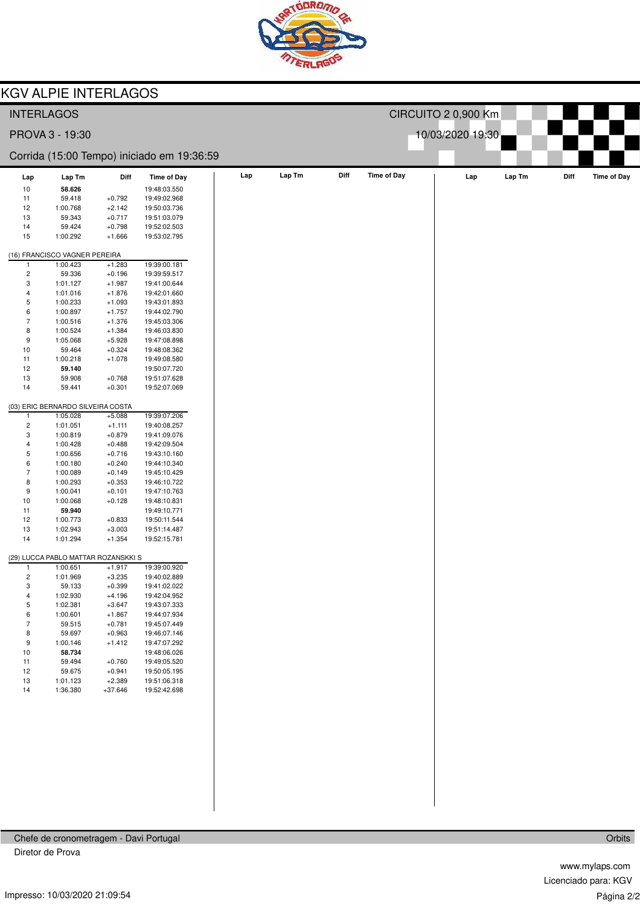# KGV ALPIE INTERLAGOS

INTERLAGOS — CIRCUITO 2 0,900 Km

PROVA 3 - 19:30 — 10/03/2020 19:30

Corrida (15:00 Tempo) iniciado em 19:36:59

| Lap | Lap Tm | Diff | Time of Day |
|---|---|---|---|
| 10 | **58.626** | | 19:48:03.550 |
| 11 | 59.418 | +0.792 | 19:49:02.968 |
| 12 | 1:00.768 | +2.142 | 19:50:03.736 |
| 13 | 59.343 | +0.717 | 19:51:03.079 |
| 14 | 59.424 | +0.798 | 19:52:02.503 |
| 15 | 1:00.292 | +1.666 | 19:53:02.795 |

(16) FRANCISCO VAGNER PEREIRA

| Lap | Lap Tm | Diff | Time of Day |
|---|---|---|---|
| 1 | 1:00.423 | +1.283 | 19:39:00.181 |
| 2 | 59.336 | +0.196 | 19:39:59.517 |
| 3 | 1:01.127 | +1.987 | 19:41:00.644 |
| 4 | 1:01.016 | +1.876 | 19:42:01.660 |
| 5 | 1:00.233 | +1.093 | 19:43:01.893 |
| 6 | 1:00.897 | +1.757 | 19:44:02.790 |
| 7 | 1:00.516 | +1.376 | 19:45:03.306 |
| 8 | 1:00.524 | +1.384 | 19:46:03.830 |
| 9 | 1:05.068 | +5.928 | 19:47:08.898 |
| 10 | 59.464 | +0.324 | 19:48:08.362 |
| 11 | 1:00.218 | +1.078 | 19:49:08.580 |
| 12 | **59.140** | | 19:50:07.720 |
| 13 | 59.908 | +0.768 | 19:51:07.628 |
| 14 | 59.441 | +0.301 | 19:52:07.069 |

(03) ERIC BERNARDO SILVEIRA COSTA

| Lap | Lap Tm | Diff | Time of Day |
|---|---|---|---|
| 1 | 1:05.028 | +5.088 | 19:39:07.206 |
| 2 | 1:01.051 | +1.111 | 19:40:08.257 |
| 3 | 1:00.819 | +0.879 | 19:41:09.076 |
| 4 | 1:00.428 | +0.488 | 19:42:09.504 |
| 5 | 1:00.656 | +0.716 | 19:43:10.160 |
| 6 | 1:00.180 | +0.240 | 19:44:10.340 |
| 7 | 1:00.089 | +0.149 | 19:45:10.429 |
| 8 | 1:00.293 | +0.353 | 19:46:10.722 |
| 9 | 1:00.041 | +0.101 | 19:47:10.763 |
| 10 | 1:00.068 | +0.128 | 19:48:10.831 |
| 11 | **59.940** | | 19:49:10.771 |
| 12 | 1:00.773 | +0.833 | 19:50:11.544 |
| 13 | 1:02.943 | +3.003 | 19:51:14.487 |
| 14 | 1:01.294 | +1.354 | 19:52:15.781 |

(29) LUCCA PABLO MATTAR ROZANSKKI S

| Lap | Lap Tm | Diff | Time of Day |
|---|---|---|---|
| 1 | 1:00.651 | +1.917 | 19:39:00.920 |
| 2 | 1:01.969 | +3.235 | 19:40:02.889 |
| 3 | 59.133 | +0.399 | 19:41:02.022 |
| 4 | 1:02.930 | +4.196 | 19:42:04.952 |
| 5 | 1:02.381 | +3.647 | 19:43:07.333 |
| 6 | 1:00.601 | +1.867 | 19:44:07.934 |
| 7 | 59.515 | +0.781 | 19:45:07.449 |
| 8 | 59.697 | +0.963 | 19:46:07.146 |
| 9 | 1:00.146 | +1.412 | 19:47:07.292 |
| 10 | **58.734** | | 19:48:06.026 |
| 11 | 59.494 | +0.760 | 19:49:05.520 |
| 12 | 59.675 | +0.941 | 19:50:05.195 |
| 13 | 1:01.123 | +2.389 | 19:51:06.318 |
| 14 | 1:36.380 | +37.646 | 19:52:42.698 |

Chefe de cronometragem - Davi Portugal

Diretor de Prova

Orbits

www.mylaps.com

Licenciado para: KGV

Impresso: 10/03/2020 21:09:54